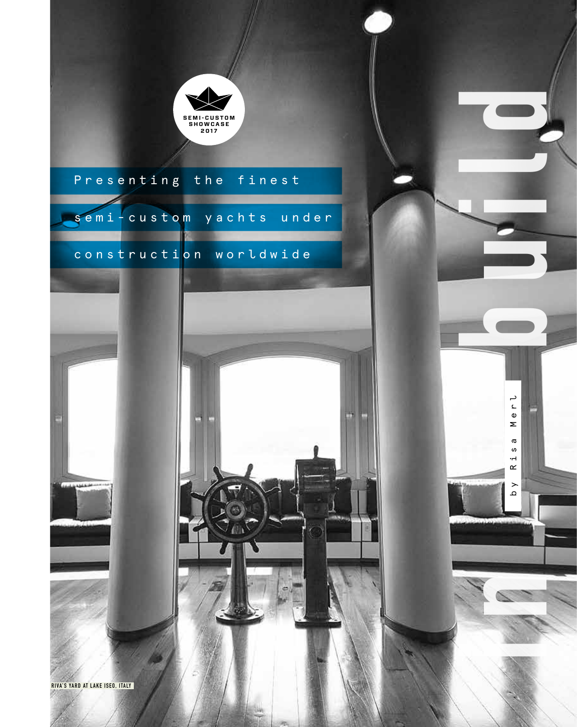# In build

SEMI-CUSTOM SHOWCASE 2017

**Presenting the finest semi-custom yachts under construction worldwide**

by Risa Merl

RIVA'S YARD AT LAKE ISEO, ITALY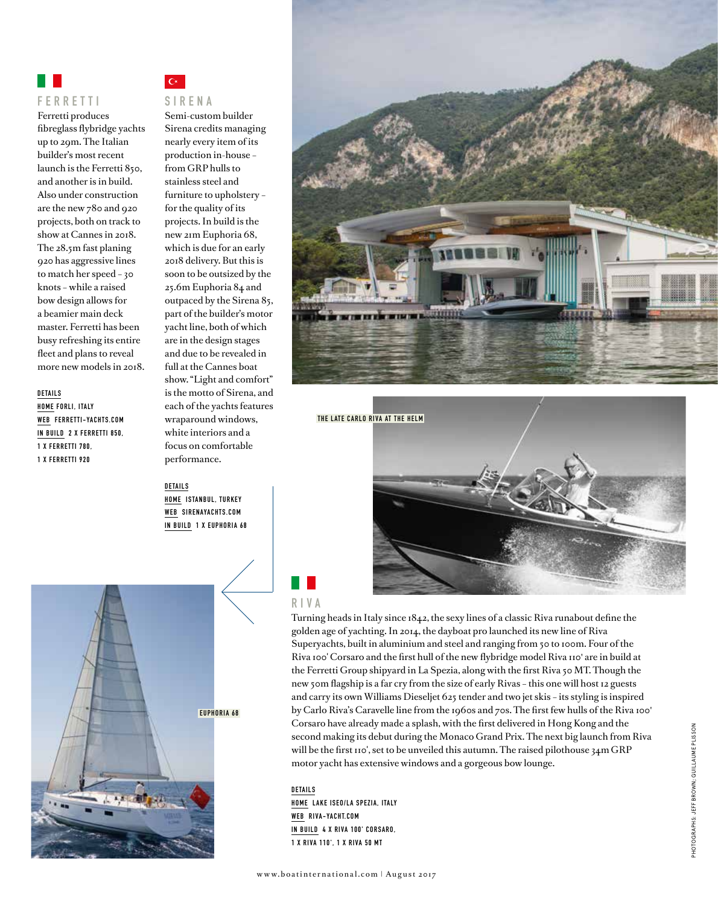## FERRETTI

Ferretti produces fibreglass flybridge yachts up to 29m. The Italian builder's most recent launch is the Ferretti 850, and another is in build. Also under construction are the new 780 and 920 projects, both on track to show at Cannes in 2018. The 28.5m fast planing 920 has aggressive lines to match her speed – 30 knots – while a raised bow design allows for a beamier main deck master. Ferretti has been busy refreshing its entire fleet and plans to reveal more new models in 2018.

**DETAILS**
**HOME** FORLI, ITALY
**WEB** FERRETTI-YACHTS.COM
**IN BUILD** 2 X FERRETTI 850, 1 X FERRETTI 780, 1 X FERRETTI 920

## SIRENA

Semi-custom builder Sirena credits managing nearly every item of its production in-house – from GRP hulls to stainless steel and furniture to upholstery – for the quality of its projects. In build is the new 21m Euphoria 68, which is due for an early 2018 delivery. But this is soon to be outsized by the 25.6m Euphoria 84 and outpaced by the Sirena 85, part of the builder's motor yacht line, both of which are in the design stages and due to be revealed in full at the Cannes boat show. "Light and comfort" is the motto of Sirena, and each of the yachts features wraparound windows, white interiors and a focus on comfortable performance.

**DETAILS**
**HOME** ISTANBUL, TURKEY
**WEB** SIRENAYACHTS.COM
**IN BUILD** 1 X EUPHORIA 68

EUPHORIA 68

THE LATE CARLO RIVA AT THE HELM

## RIVA

Turning heads in Italy since 1842, the sexy lines of a classic Riva runabout define the golden age of yachting. In 2014, the dayboat pro launched its new line of Riva Superyachts, built in aluminium and steel and ranging from 50 to 100m. Four of the Riva 100' Corsaro and the first hull of the new flybridge model Riva 110' are in build at the Ferretti Group shipyard in La Spezia, along with the first Riva 50 MT. Though the new 50m flagship is a far cry from the size of early Rivas – this one will host 12 guests and carry its own Williams Dieseljet 625 tender and two jet skis – its styling is inspired by Carlo Riva's Caravelle line from the 1960s and 70s. The first few hulls of the Riva 100' Corsaro have already made a splash, with the first delivered in Hong Kong and the second making its debut during the Monaco Grand Prix. The next big launch from Riva will be the first 110', set to be unveiled this autumn. The raised pilothouse 34m GRP motor yacht has extensive windows and a gorgeous bow lounge.

**DETAILS**
**HOME** LAKE ISEO/LA SPEZIA, ITALY
**WEB** RIVA-YACHT.COM
**IN BUILD** 4 X RIVA 100' CORSARO, 1 X RIVA 110', 1 X RIVA 50 MT

PHOTOGRAPHS: JEFF BROWN; GUILLAUME PLISSON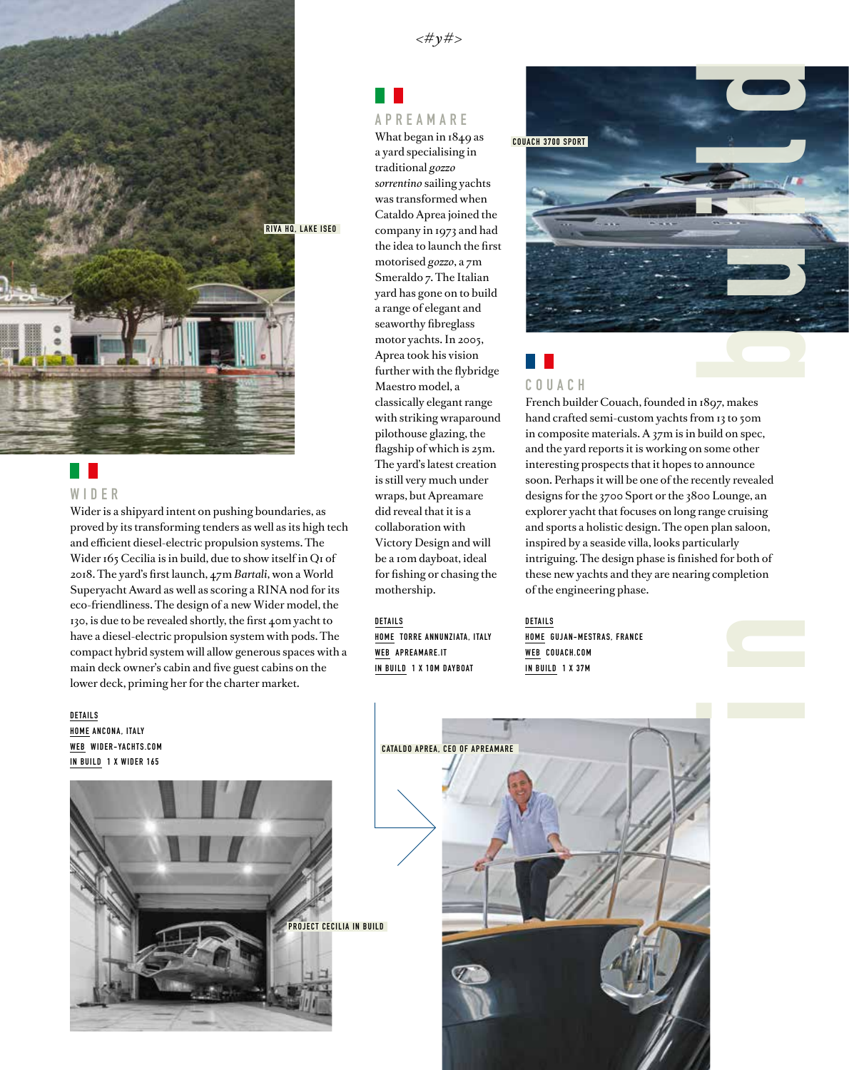RIVA HQ, LAKE ISEO

## WIDER

Wider is a shipyard intent on pushing boundaries, as proved by its transforming tenders as well as its high tech and efficient diesel-electric propulsion systems. The Wider 165 Cecilia is in build, due to show itself in Q1 of 2018. The yard's first launch, 47m *Bartali*, won a World Superyacht Award as well as scoring a RINA nod for its eco-friendliness. The design of a new Wider model, the 130, is due to be revealed shortly, the first 40m yacht to have a diesel-electric propulsion system with pods. The compact hybrid system will allow generous spaces with a main deck owner's cabin and five guest cabins on the lower deck, priming her for the charter market.

DETAILS
HOME ANCONA, ITALY
WEB WIDER-YACHTS.COM
IN BUILD 1 X WIDER 165

PROJECT CECILIA IN BUILD

## APREAMARE

What began in 1849 as a yard specialising in traditional *gozzo sorrentino* sailing yachts was transformed when Cataldo Aprea joined the company in 1973 and had the idea to launch the first motorised *gozzo*, a 7m Smeraldo 7. The Italian yard has gone on to build a range of elegant and seaworthy fibreglass motor yachts. In 2005, Aprea took his vision further with the flybridge Maestro model, a classically elegant range with striking wraparound pilothouse glazing, the flagship of which is 25m. The yard's latest creation is still very much under wraps, but Apreamare did reveal that it is a collaboration with Victory Design and will be a 10m dayboat, ideal for fishing or chasing the mothership.

DETAILS
HOME TORRE ANNUNZIATA, ITALY
WEB APREAMARE.IT
IN BUILD 1 X 10M DAYBOAT

CATALDO APREA, CEO OF APREAMARE

COUACH 3700 SPORT

## COUACH

French builder Couach, founded in 1897, makes hand crafted semi-custom yachts from 13 to 50m in composite materials. A 37m is in build on spec, and the yard reports it is working on some other interesting prospects that it hopes to announce soon. Perhaps it will be one of the recently revealed designs for the 3700 Sport or the 3800 Lounge, an explorer yacht that focuses on long range cruising and sports a holistic design. The open plan saloon, inspired by a seaside villa, looks particularly intriguing. The design phase is finished for both of these new yachts and they are nearing completion of the engineering phase.

DETAILS
HOME GUJAN-MESTRAS, FRANCE
WEB COUACH.COM
IN BUILD 1 X 37M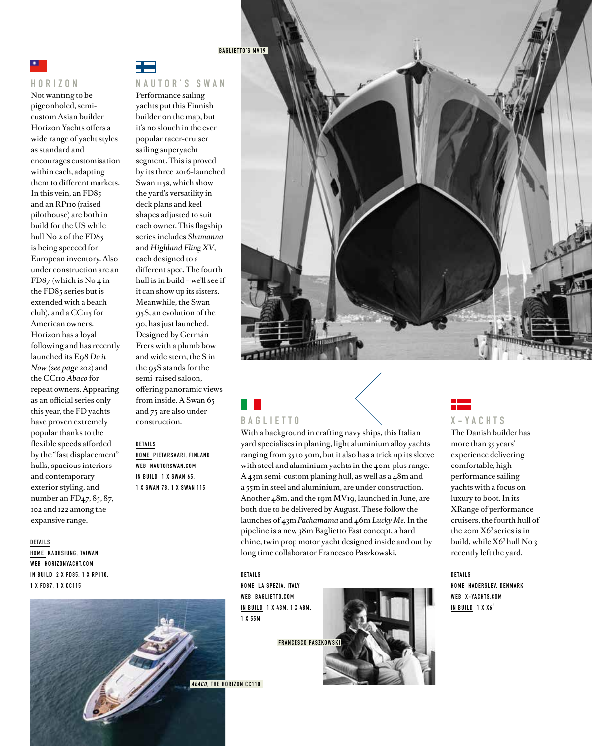## HORIZON

Not wanting to be pigeonholed, semi-custom Asian builder Horizon Yachts offers a wide range of yacht styles as standard and encourages customisation within each, adapting them to different markets. In this vein, an FD85 and an RP110 (raised pilothouse) are both in build for the US while hull No 2 of the FD85 is being specced for European inventory. Also under construction are an FD87 (which is No 4 in the FD85 series but is extended with a beach club), and a CC115 for American owners. Horizon has a loyal following and has recently launched its E98 *Do it Now* (*see page 202*) and the CC110 *Abaco* for repeat owners. Appearing as an official series only this year, the FD yachts have proven extremely popular thanks to the flexible speeds afforded by the "fast displacement" hulls, spacious interiors and contemporary exterior styling, and number an FD47, 85, 87, 102 and 122 among the expansive range.

**DETAILS**
HOME KAOHSIUNG, TAIWAN
WEB HORIZONYACHT.COM
IN BUILD 2 X FD85, 1 X RP110, 1 X FD87, 1 X CC115

*ABACO*, THE HORIZON CC110

## NAUTOR'S SWAN

Performance sailing yachts put this Finnish builder on the map, but it's no slouch in the ever popular racer-cruiser sailing superyacht segment. This is proved by its three 2016-launched Swan 115s, which show the yard's versatility in deck plans and keel shapes adjusted to suit each owner. This flagship series includes *Shamanna* and *Highland Fling XV*, each designed to a different spec. The fourth hull is in build – we'll see if it can show up its sisters. Meanwhile, the Swan 95S, an evolution of the 90, has just launched. Designed by Germán Frers with a plumb bow and wide stern, the S in the 95S stands for the semi-raised saloon, offering panoramic views from inside. A Swan 65 and 75 are also under construction.

**DETAILS**
HOME PIETARSAARI, FINLAND
WEB NAUTORSWAN.COM
IN BUILD 1 X SWAN 65, 1 X SWAN 78, 1 X SWAN 115

BAGLIETTO'S MV19

## BAGLIETTO

With a background in crafting navy ships, this Italian yard specialises in planing, light aluminium alloy yachts ranging from 35 to 50m, but it also has a trick up its sleeve with steel and aluminium yachts in the 40m-plus range. A 43m semi-custom planing hull, as well as a 48m and a 55m in steel and aluminium, are under construction. Another 48m, and the 19m MV19, launched in June, are both due to be delivered by August. These follow the launches of 43m *Pachamama* and 46m *Lucky Me*. In the pipeline is a new 38m Baglietto Fast concept, a hard chine, twin prop motor yacht designed inside and out by long time collaborator Francesco Paszkowski.

**DETAILS**
HOME LA SPEZIA, ITALY
WEB BAGLIETTO.COM
IN BUILD 1 X 43M, 1 X 48M, 1 X 55M

FRANCESCO PASZKOWSKI

## X-YACHTS

The Danish builder has more than 35 years' experience delivering comfortable, high performance sailing yachts with a focus on luxury to boot. In its XRange of performance cruisers, the fourth hull of the 20m X6[5] series is in build, while X6[5] hull No 3 recently left the yard.

**DETAILS**
HOME HADERSLEV, DENMARK
WEB X-YACHTS.COM
IN BUILD 1 X X6[5]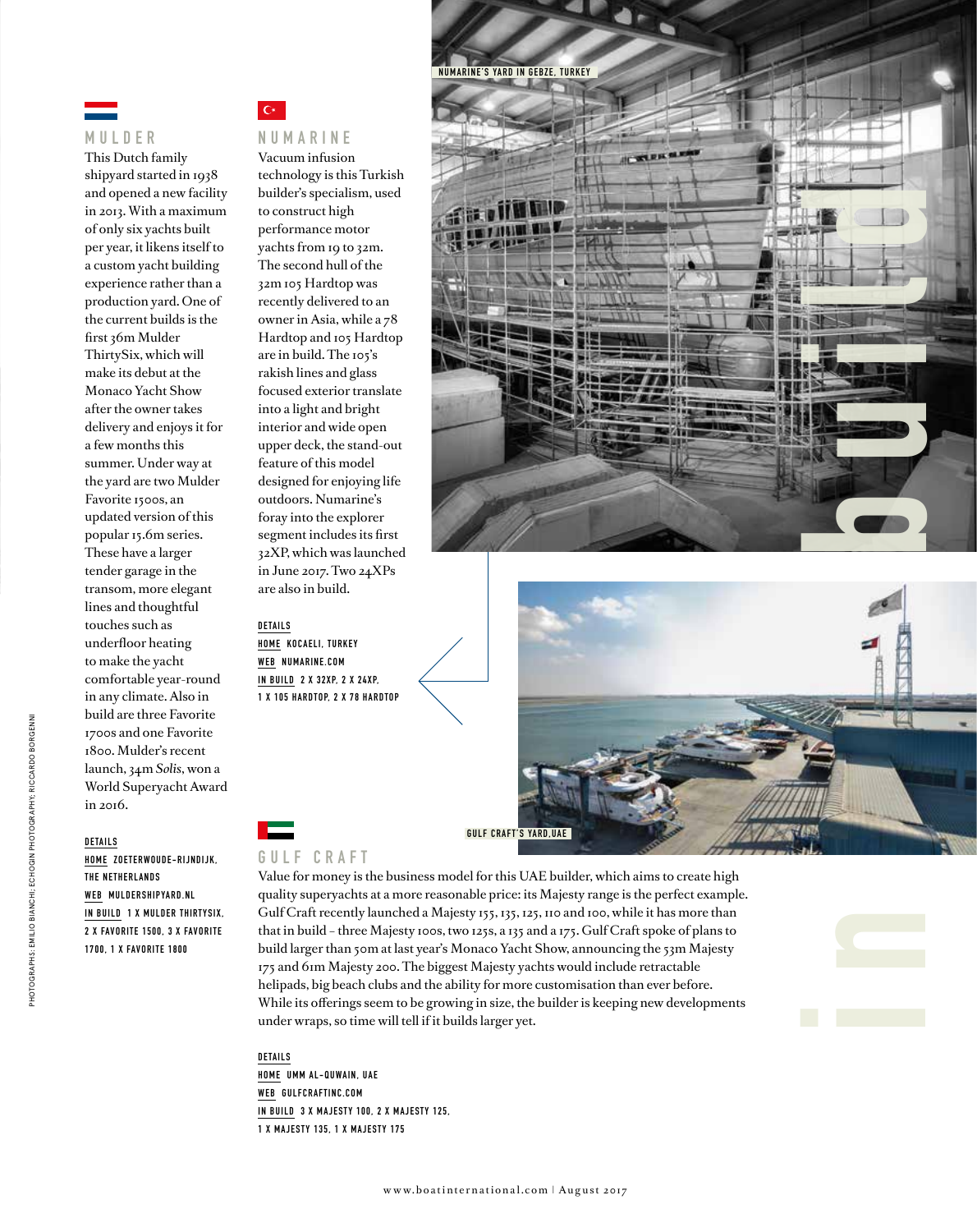## MULDER

This Dutch family shipyard started in 1938 and opened a new facility in 2013. With a maximum of only six yachts built per year, it likens itself to a custom yacht building experience rather than a production yard. One of the current builds is the first 36m Mulder ThirtySix, which will make its debut at the Monaco Yacht Show after the owner takes delivery and enjoys it for a few months this summer. Under way at the yard are two Mulder Favorite 1500s, an updated version of this popular 15.6m series. These have a larger tender garage in the transom, more elegant lines and thoughtful touches such as underfloor heating to make the yacht comfortable year-round in any climate. Also in build are three Favorite 1700s and one Favorite 1800. Mulder's recent launch, 34m *Solis*, won a World Superyacht Award in 2016.

**DETAILS**
HOME ZOETERWOUDE-RIJNDIJK, THE NETHERLANDS
WEB MULDERSHIPYARD.NL
IN BUILD 1 X MULDER THIRTYSIX, 2 X FAVORITE 1500, 3 X FAVORITE 1700, 1 X FAVORITE 1800

## NUMARINE

Vacuum infusion technology is this Turkish builder's specialism, used to construct high performance motor yachts from 19 to 32m. The second hull of the 32m 105 Hardtop was recently delivered to an owner in Asia, while a 78 Hardtop and 105 Hardtop are in build. The 105's rakish lines and glass focused exterior translate into a light and bright interior and wide open upper deck, the stand-out feature of this model designed for enjoying life outdoors. Numarine's foray into the explorer segment includes its first 32XP, which was launched in June 2017. Two 24XPs are also in build.

**DETAILS**
HOME KOCAELI, TURKEY
WEB NUMARINE.COM
IN BUILD 2 X 32XP, 2 X 24XP, 1 X 105 HARDTOP, 2 X 78 HARDTOP

NUMARINE'S YARD IN GEBZE, TURKEY

GULF CRAFT'S YARD, UAE

## GULF CRAFT

Value for money is the business model for this UAE builder, which aims to create high quality superyachts at a more reasonable price: its Majesty range is the perfect example. Gulf Craft recently launched a Majesty 155, 135, 125, 110 and 100, while it has more than that in build – three Majesty 100s, two 125s, a 135 and a 175. Gulf Craft spoke of plans to build larger than 50m at last year's Monaco Yacht Show, announcing the 53m Majesty 175 and 61m Majesty 200. The biggest Majesty yachts would include retractable helipads, big beach clubs and the ability for more customisation than ever before. While its offerings seem to be growing in size, the builder is keeping new developments under wraps, so time will tell if it builds larger yet.

**DETAILS**
HOME UMM AL-QUWAIN, UAE
WEB GULFCRAFTINC.COM
IN BUILD 3 X MAJESTY 100, 2 X MAJESTY 125, 1 X MAJESTY 135, 1 X MAJESTY 175

PHOTOGRAPHS: EMILIO BIANCHI; ECHOGIN PHOTOGRAPHY; RICCARDO BORGENNI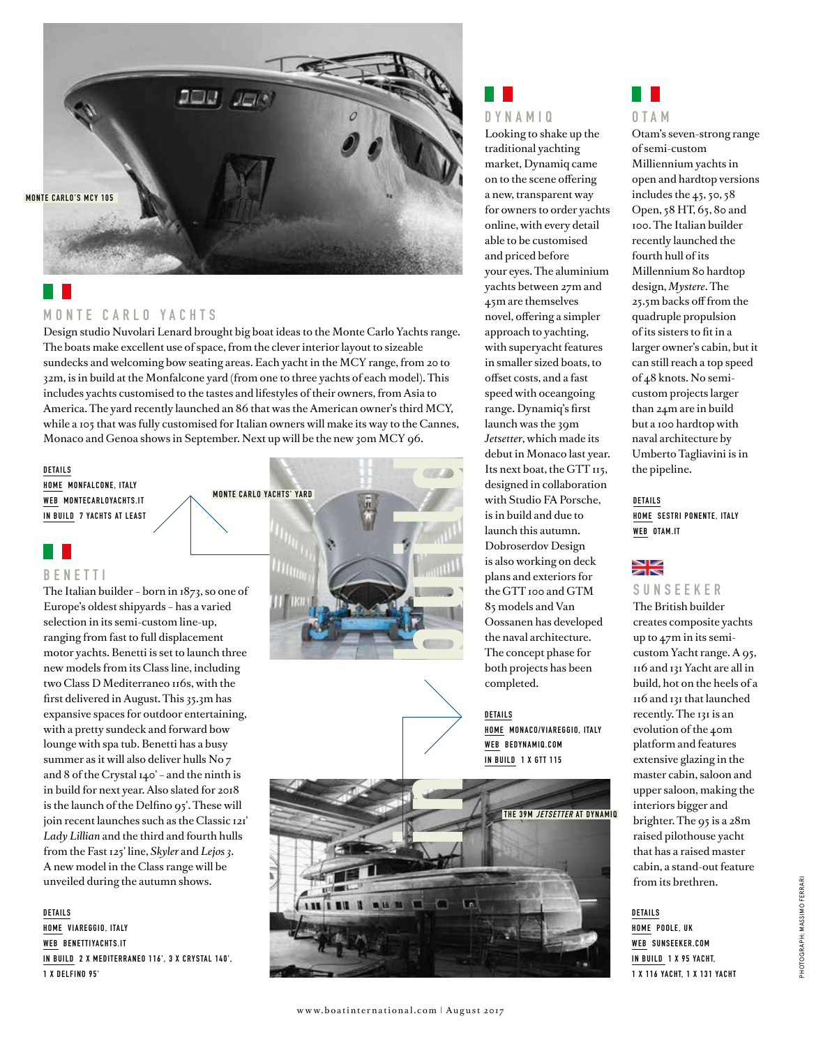MONTE CARLO'S MCY 105

## MONTE CARLO YACHTS

Design studio Nuvolari Lenard brought big boat ideas to the Monte Carlo Yachts range. The boats make excellent use of space, from the clever interior layout to sizeable sundecks and welcoming bow seating areas. Each yacht in the MCY range, from 20 to 32m, is in build at the Monfalcone yard (from one to three yachts of each model). This includes yachts customised to the tastes and lifestyles of their owners, from Asia to America. The yard recently launched an 86 that was the American owner's third MCY, while a 105 that was fully customised for Italian owners will make its way to the Cannes, Monaco and Genoa shows in September. Next up will be the new 30m MCY 96.

**DETAILS**
**HOME** MONFALCONE, ITALY
**WEB** MONTECARLOYACHTS.IT
**IN BUILD** 7 YACHTS AT LEAST

MONTE CARLO YACHTS' YARD

## BENETTI

The Italian builder – born in 1873, so one of Europe's oldest shipyards – has a varied selection in its semi-custom line-up, ranging from fast to full displacement motor yachts. Benetti is set to launch three new models from its Class line, including two Class D Mediterraneo 116s, with the first delivered in August. This 35.3m has expansive spaces for outdoor entertaining, with a pretty sundeck and forward bow lounge with spa tub. Benetti has a busy summer as it will also deliver hulls No 7 and 8 of the Crystal 140' – and the ninth is in build for next year. Also slated for 2018 is the launch of the Delfino 95'. These will join recent launches such as the Classic 121' *Lady Lillian* and the third and fourth hulls from the Fast 125' line, *Skyler* and *Lejos 3*. A new model in the Class range will be unveiled during the autumn shows.

**DETAILS**
**HOME** VIAREGGIO, ITALY
**WEB** BENETTIYACHTS.IT
**IN BUILD** 2 X MEDITERRANEO 116', 3 X CRYSTAL 140', 1 X DELFINO 95'

## DYNAMIQ

Looking to shake up the traditional yachting market, Dynamiq came on to the scene offering a new, transparent way for owners to order yachts online, with every detail able to be customised and priced before your eyes. The aluminium yachts between 27m and 45m are themselves novel, offering a simpler approach to yachting, with superyacht features in smaller sized boats, to offset costs, and a fast speed with oceangoing range. Dynamiq's first launch was the 39m *Jetsetter*, which made its debut in Monaco last year. Its next boat, the GTT 115, designed in collaboration with Studio FA Porsche, is in build and due to launch this autumn. Dobroserdov Design is also working on deck plans and exteriors for the GTT 100 and GTM 85 models and Van Oossanen has developed the naval architecture. The concept phase for both projects has been completed.

**DETAILS**
**HOME** MONACO/VIAREGGIO, ITALY
**WEB** BEDYNAMIQ.COM
**IN BUILD** 1 X GTT 115

THE 39M *JETSETTER* AT DYNAMIQ

## OTAM

Otam's seven-strong range of semi-custom Milliennium yachts in open and hardtop versions includes the 45, 50, 58 Open, 58 HT, 65, 80 and 100. The Italian builder recently launched the fourth hull of its Millennium 80 hardtop design, *Mystere*. The 25.5m backs off from the quadruple propulsion of its sisters to fit in a larger owner's cabin, but it can still reach a top speed of 48 knots. No semi-custom projects larger than 24m are in build but a 100 hardtop with naval architecture by Umberto Tagliavini is in the pipeline.

**DETAILS**
**HOME** SESTRI PONENTE, ITALY
**WEB** OTAM.IT

## SUNSEEKER

The British builder creates composite yachts up to 47m in its semi-custom Yacht range. A 95, 116 and 131 Yacht are all in build, hot on the heels of a 116 and 131 that launched recently. The 131 is an evolution of the 40m platform and features extensive glazing in the master cabin, saloon and upper saloon, making the interiors bigger and brighter. The 95 is a 28m raised pilothouse yacht that has a raised master cabin, a stand-out feature from its brethren.

**DETAILS**
**HOME** POOLE, UK
**WEB** SUNSEEKER.COM
**IN BUILD** 1 X 95 YACHT, 1 X 116 YACHT, 1 X 131 YACHT

PHOTOGRAPH: MASSIMO FERRARI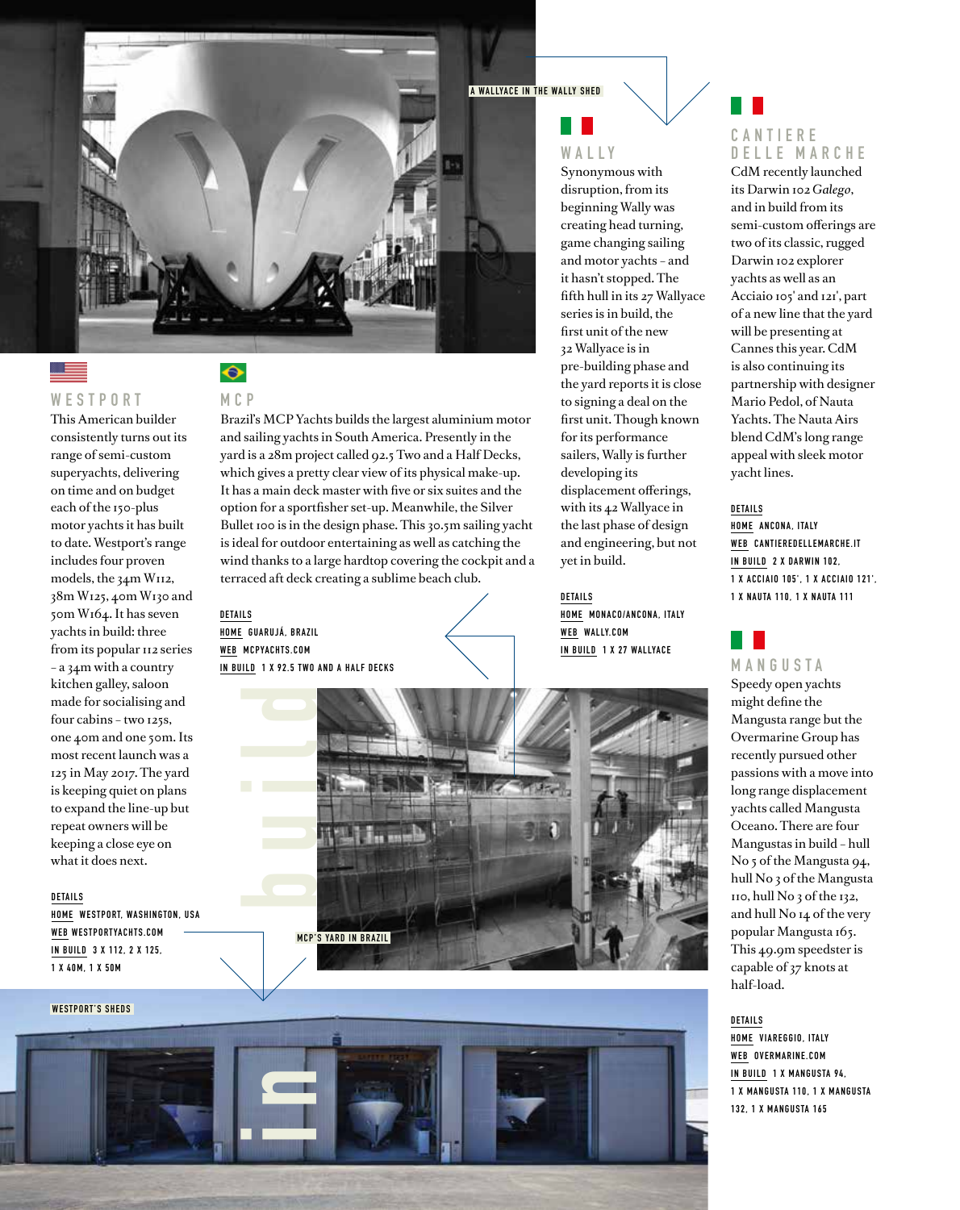A WALLYACE IN THE WALLY SHED

## WESTPORT

This American builder consistently turns out its range of semi-custom superyachts, delivering on time and on budget each of the 150-plus motor yachts it has built to date. Westport's range includes four proven models, the 34m W112, 38m W125, 40m W130 and 50m W164. It has seven yachts in build: three from its popular 112 series – a 34m with a country kitchen galley, saloon made for socialising and four cabins – two 125s, one 40m and one 50m. Its most recent launch was a 125 in May 2017. The yard is keeping quiet on plans to expand the line-up but repeat owners will be keeping a close eye on what it does next.

DETAILS
HOME WESTPORT, WASHINGTON, USA
WEB WESTPORTYACHTS.COM
IN BUILD 3 X 112, 2 X 125, 1 X 40M, 1 X 50M

WESTPORT'S SHEDS

## MCP

Brazil's MCP Yachts builds the largest aluminium motor and sailing yachts in South America. Presently in the yard is a 28m project called 92.5 Two and a Half Decks, which gives a pretty clear view of its physical make-up. It has a main deck master with five or six suites and the option for a sportfisher set-up. Meanwhile, the Silver Bullet 100 is in the design phase. This 30.5m sailing yacht is ideal for outdoor entertaining as well as catching the wind thanks to a large hardtop covering the cockpit and a terraced aft deck creating a sublime beach club.

DETAILS
HOME GUARUJÁ, BRAZIL
WEB MCPYACHTS.COM
IN BUILD 1 X 92.5 TWO AND A HALF DECKS

MCP'S YARD IN BRAZIL

## WALLY

Synonymous with disruption, from its beginning Wally was creating head turning, game changing sailing and motor yachts – and it hasn't stopped. The fifth hull in its 27 Wallyace series is in build, the first unit of the new 32 Wallyace is in pre-building phase and the yard reports it is close to signing a deal on the first unit. Though known for its performance sailers, Wally is further developing its displacement offerings, with its 42 Wallyace in the last phase of design and engineering, but not yet in build.

DETAILS
HOME MONACO/ANCONA, ITALY
WEB WALLY.COM
IN BUILD 1 X 27 WALLYACE

## CANTIERE DELLE MARCHE

CdM recently launched its Darwin 102 *Galego*, and in build from its semi-custom offerings are two of its classic, rugged Darwin 102 explorer yachts as well as an Acciaio 105' and 121', part of a new line that the yard will be presenting at Cannes this year. CdM is also continuing its partnership with designer Mario Pedol, of Nauta Yachts. The Nauta Airs blend CdM's long range appeal with sleek motor yacht lines.

DETAILS
HOME ANCONA, ITALY
WEB CANTIEREDELLEMARCHE.IT
IN BUILD 2 X DARWIN 102, 1 X ACCIAIO 105', 1 X ACCIAIO 121', 1 X NAUTA 110, 1 X NAUTA 111

## MANGUSTA

Speedy open yachts might define the Mangusta range but the Overmarine Group has recently pursued other passions with a move into long range displacement yachts called Mangusta Oceano. There are four Mangustas in build – hull No 5 of the Mangusta 94, hull No 3 of the Mangusta 110, hull No 3 of the 132, and hull No 14 of the very popular Mangusta 165. This 49.9m speedster is capable of 37 knots at half-load.

DETAILS
HOME VIAREGGIO, ITALY
WEB OVERMARINE.COM
IN BUILD 1 X MANGUSTA 94, 1 X MANGUSTA 110, 1 X MANGUSTA 132, 1 X MANGUSTA 165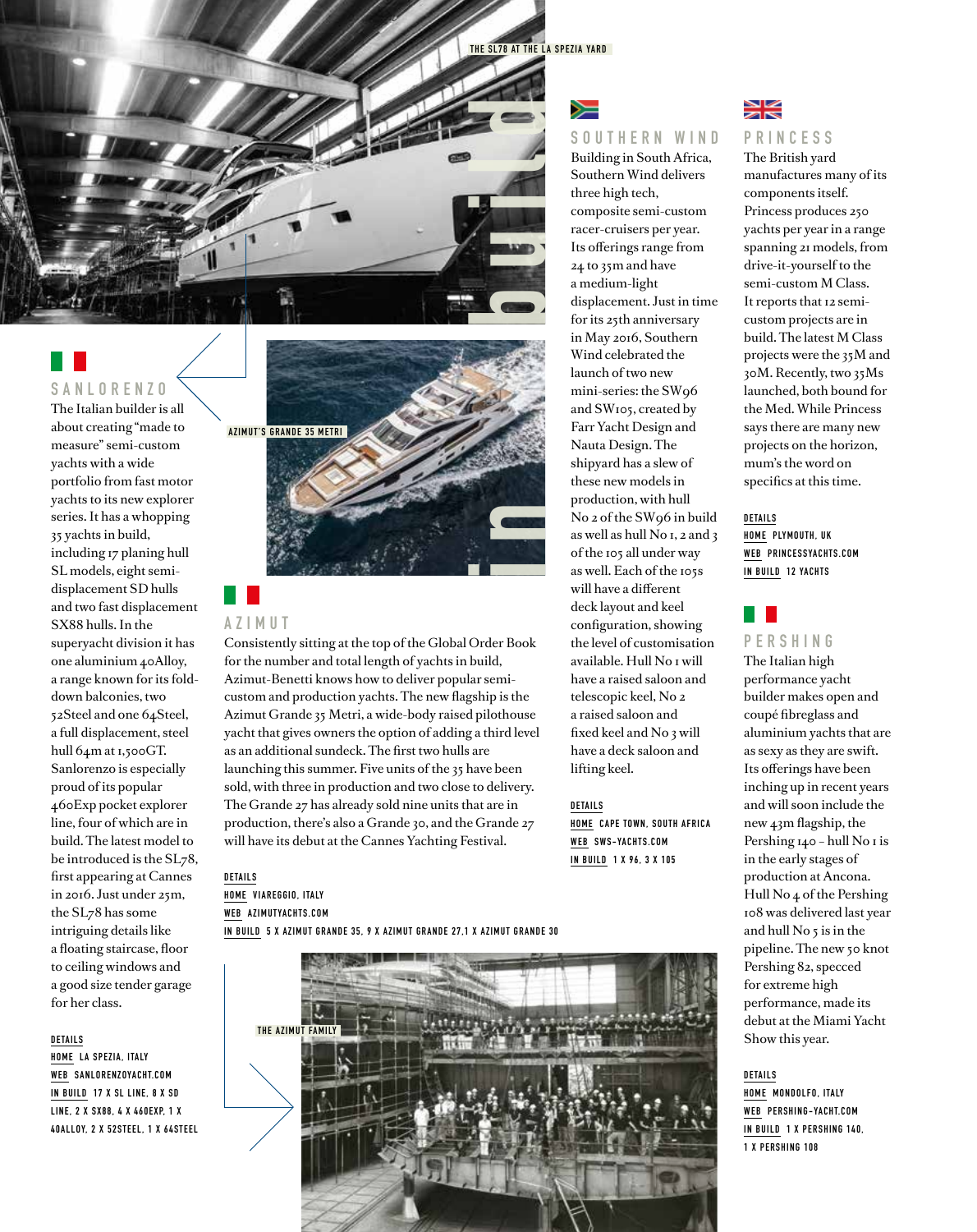THE SL78 AT THE LA SPEZIA YARD

## SANLORENZO

The Italian builder is all about creating "made to measure" semi-custom yachts with a wide portfolio from fast motor yachts to its new explorer series. It has a whopping 35 yachts in build, including 17 planing hull SL models, eight semi-displacement SD hulls and two fast displacement SX88 hulls. In the superyacht division it has one aluminium 40Alloy, a range known for its fold-down balconies, two 52Steel and one 64Steel, a full displacement, steel hull 64m at 1,500GT. Sanlorenzo is especially proud of its popular 460Exp pocket explorer line, four of which are in build. The latest model to be introduced is the SL78, first appearing at Cannes in 2016. Just under 25m, the SL78 has some intriguing details like a floating staircase, floor to ceiling windows and a good size tender garage for her class.

**DETAILS**
**HOME** LA SPEZIA, ITALY
**WEB** SANLORENZOYACHT.COM
**IN BUILD** 17 X SL LINE, 8 X SD LINE, 2 X SX88, 4 X 460EXP, 1 X 40ALLOY, 2 X 52STEEL, 1 X 64STEEL

AZIMUT'S GRANDE 35 METRI

## AZIMUT

Consistently sitting at the top of the Global Order Book for the number and total length of yachts in build, Azimut-Benetti knows how to deliver popular semi-custom and production yachts. The new flagship is the Azimut Grande 35 Metri, a wide-body raised pilothouse yacht that gives owners the option of adding a third level as an additional sundeck. The first two hulls are launching this summer. Five units of the 35 have been sold, with three in production and two close to delivery. The Grande 27 has already sold nine units that are in production, there's also a Grande 30, and the Grande 27 will have its debut at the Cannes Yachting Festival.

**DETAILS**
**HOME** VIAREGGIO, ITALY
**WEB** AZIMUTYACHTS.COM
**IN BUILD** 5 X AZIMUT GRANDE 35, 9 X AZIMUT GRANDE 27,1 X AZIMUT GRANDE 30

THE AZIMUT FAMILY

## SOUTHERN WIND

Building in South Africa, Southern Wind delivers three high tech, composite semi-custom racer-cruisers per year. Its offerings range from 24 to 35m and have a medium-light displacement. Just in time for its 25th anniversary in May 2016, Southern Wind celebrated the launch of two new mini-series: the SW96 and SW105, created by Farr Yacht Design and Nauta Design. The shipyard has a slew of these new models in production, with hull No 2 of the SW96 in build as well as hull No 1, 2 and 3 of the 105 all under way as well. Each of the 105s will have a different deck layout and keel configuration, showing the level of customisation available. Hull No 1 will have a raised saloon and telescopic keel, No 2 a raised saloon and fixed keel and No 3 will have a deck saloon and lifting keel.

**DETAILS**
**HOME** CAPE TOWN, SOUTH AFRICA
**WEB** SWS-YACHTS.COM
**IN BUILD** 1 X 96, 3 X 105

## PRINCESS

The British yard manufactures many of its components itself. Princess produces 250 yachts per year in a range spanning 21 models, from drive-it-yourself to the semi-custom M Class. It reports that 12 semi-custom projects are in build. The latest M Class projects were the 35M and 30M. Recently, two 35Ms launched, both bound for the Med. While Princess says there are many new projects on the horizon, mum's the word on specifics at this time.

**DETAILS**
**HOME** PLYMOUTH, UK
**WEB** PRINCESSYACHTS.COM
**IN BUILD** 12 YACHTS

## PERSHING

The Italian high performance yacht builder makes open and coupé fibreglass and aluminium yachts that are as sexy as they are swift. Its offerings have been inching up in recent years and will soon include the new 43m flagship, the Pershing 140 – hull No 1 is in the early stages of production at Ancona. Hull No 4 of the Pershing 108 was delivered last year and hull No 5 is in the pipeline. The new 50 knot Pershing 82, specced for extreme high performance, made its debut at the Miami Yacht Show this year.

**DETAILS**
**HOME** MONDOLFO, ITALY
**WEB** PERSHING-YACHT.COM
**IN BUILD** 1 X PERSHING 140, 1 X PERSHING 108